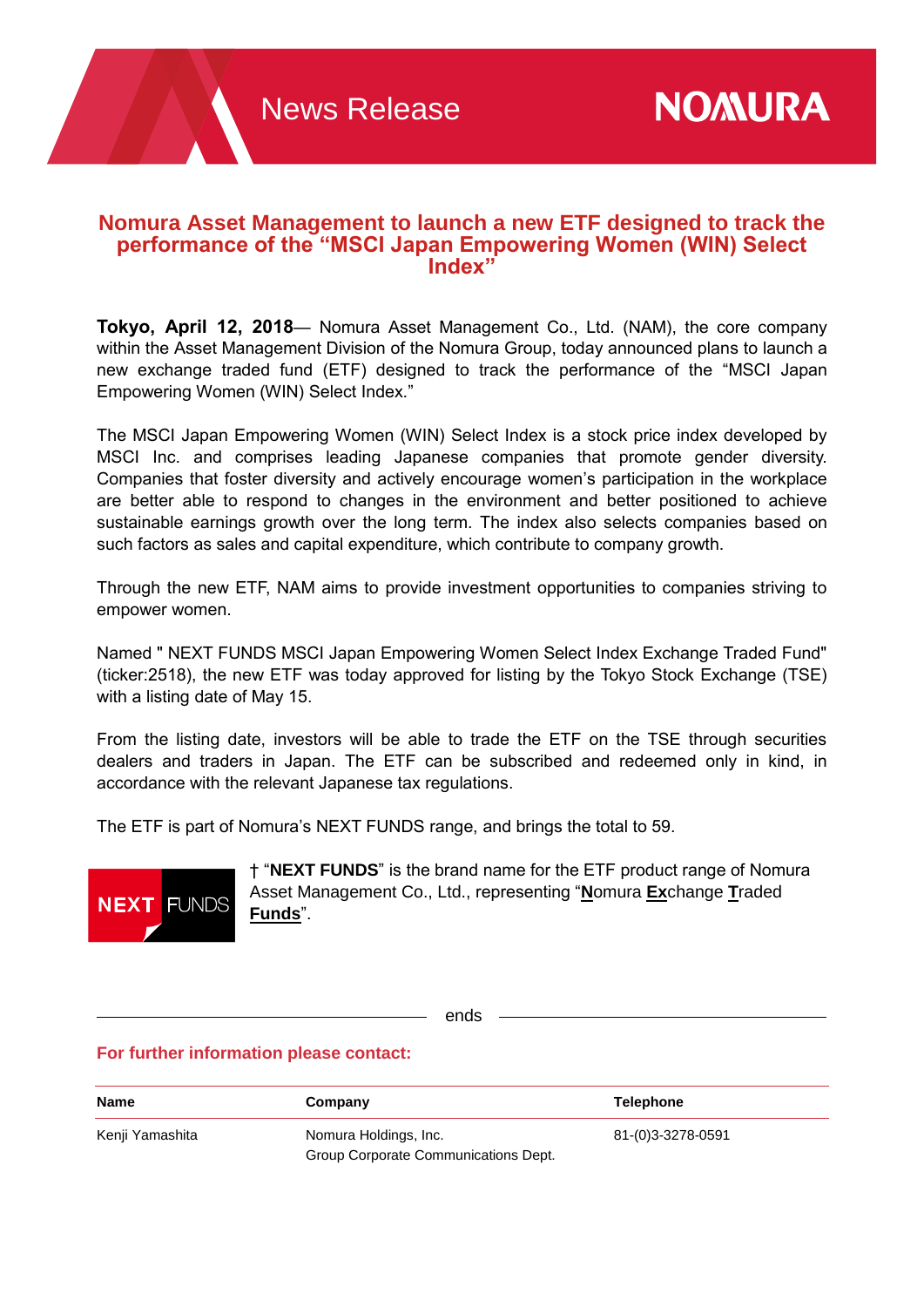# Nomura Asset Management to launch a new ETF designed to track the performance of the "MSCI Japan Empowering Women (WIN) Select Index"

**Tokyo, April 12, 2018**— Nomura Asset Management Co., Ltd. (NAM), the core company within the Asset Management Division of the Nomura Group, today announced plans to launch a new exchange traded fund (ETF) designed to track the performance of the "MSCI Japan Empowering Women (WIN) Select Index."

The MSCI Japan Empowering Women (WIN) Select Index is a stock price index developed by MSCI Inc. and comprises leading Japanese companies that promote gender diversity. Companies that foster diversity and actively encourage women's participation in the workplace are better able to respond to changes in the environment and better positioned to achieve sustainable earnings growth over the long term. The index also selects companies based on such factors as sales and capital expenditure, which contribute to company growth.

Through the new ETF, NAM aims to provide investment opportunities to companies striving to empower women.

Named " NEXT FUNDS MSCI Japan Empowering Women Select Index Exchange Traded Fund" (ticker:2518), the new ETF was today approved for listing by the Tokyo Stock Exchange (TSE) with a listing date of May 15.

From the listing date, investors will be able to trade the ETF on the TSE through securities dealers and traders in Japan. The ETF can be subscribed and redeemed only in kind, in accordance with the relevant Japanese tax regulations.

The ETF is part of Nomura's NEXT FUNDS range, and brings the total to 59.

NEXT FUNDS

† "**NEXT FUNDS**" is the brand name for the ETF product range of Nomura Asset Management Co., Ltd., representing "**N**omura **Ex**change **T**raded **Funds**".

ends

**For further information please contact:**

| Name | Company | Telephone |
|---|---|---|
| Kenji Yamashita | Nomura Holdings, Inc.<br>Group Corporate Communications Dept. | 81-(0)3-3278-0591 |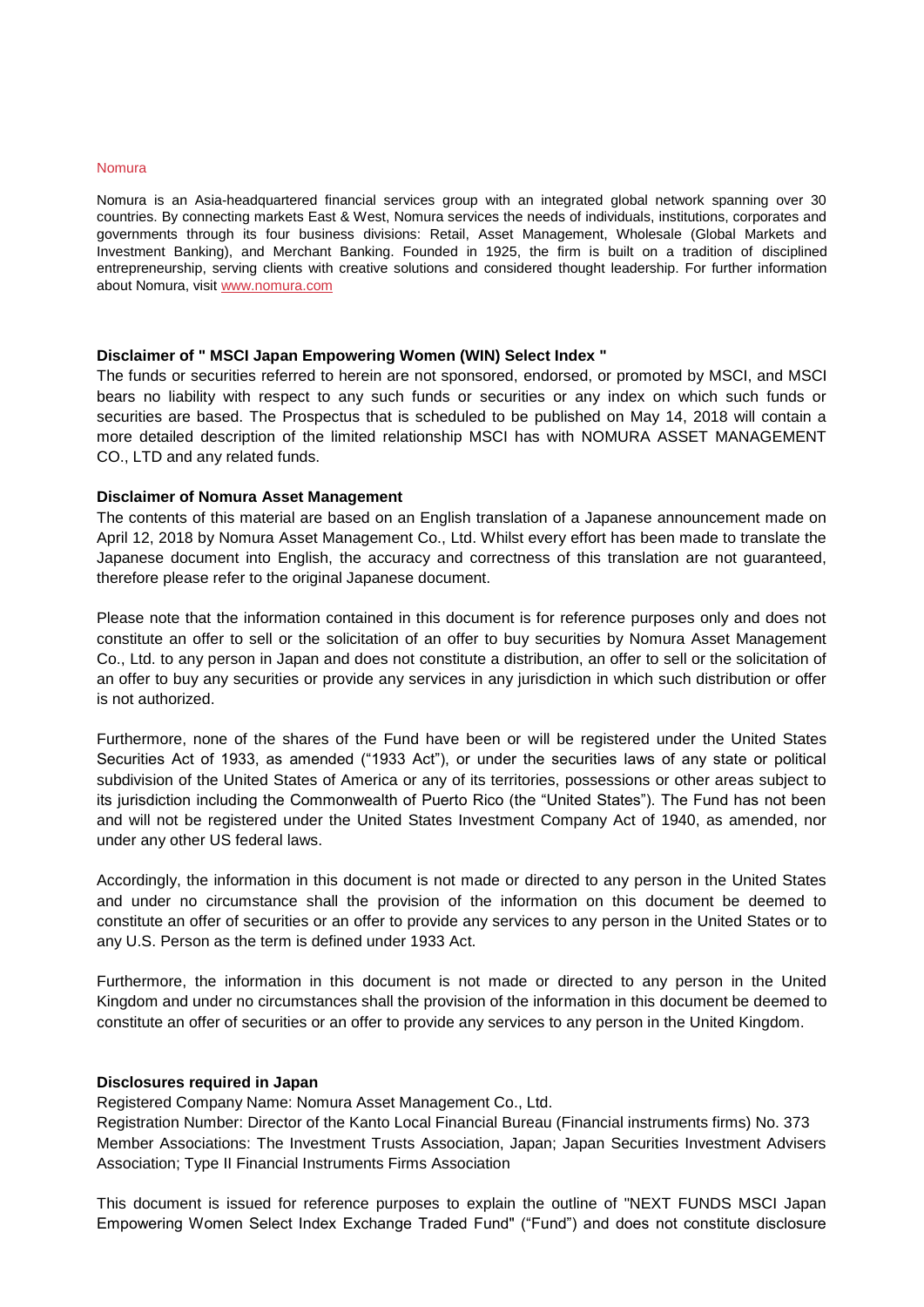Nomura

Nomura is an Asia-headquartered financial services group with an integrated global network spanning over 30 countries. By connecting markets East & West, Nomura services the needs of individuals, institutions, corporates and governments through its four business divisions: Retail, Asset Management, Wholesale (Global Markets and Investment Banking), and Merchant Banking. Founded in 1925, the firm is built on a tradition of disciplined entrepreneurship, serving clients with creative solutions and considered thought leadership. For further information about Nomura, visit www.nomura.com

**Disclaimer of " MSCI Japan Empowering Women (WIN) Select Index "**

The funds or securities referred to herein are not sponsored, endorsed, or promoted by MSCI, and MSCI bears no liability with respect to any such funds or securities or any index on which such funds or securities are based. The Prospectus that is scheduled to be published on May 14, 2018 will contain a more detailed description of the limited relationship MSCI has with NOMURA ASSET MANAGEMENT CO., LTD and any related funds.

**Disclaimer of Nomura Asset Management**

The contents of this material are based on an English translation of a Japanese announcement made on April 12, 2018 by Nomura Asset Management Co., Ltd. Whilst every effort has been made to translate the Japanese document into English, the accuracy and correctness of this translation are not guaranteed, therefore please refer to the original Japanese document.

Please note that the information contained in this document is for reference purposes only and does not constitute an offer to sell or the solicitation of an offer to buy securities by Nomura Asset Management Co., Ltd. to any person in Japan and does not constitute a distribution, an offer to sell or the solicitation of an offer to buy any securities or provide any services in any jurisdiction in which such distribution or offer is not authorized.

Furthermore, none of the shares of the Fund have been or will be registered under the United States Securities Act of 1933, as amended ("1933 Act"), or under the securities laws of any state or political subdivision of the United States of America or any of its territories, possessions or other areas subject to its jurisdiction including the Commonwealth of Puerto Rico (the "United States"). The Fund has not been and will not be registered under the United States Investment Company Act of 1940, as amended, nor under any other US federal laws.

Accordingly, the information in this document is not made or directed to any person in the United States and under no circumstance shall the provision of the information on this document be deemed to constitute an offer of securities or an offer to provide any services to any person in the United States or to any U.S. Person as the term is defined under 1933 Act.

Furthermore, the information in this document is not made or directed to any person in the United Kingdom and under no circumstances shall the provision of the information in this document be deemed to constitute an offer of securities or an offer to provide any services to any person in the United Kingdom.

**Disclosures required in Japan**

Registered Company Name: Nomura Asset Management Co., Ltd.
Registration Number: Director of the Kanto Local Financial Bureau (Financial instruments firms) No. 373
Member Associations: The Investment Trusts Association, Japan; Japan Securities Investment Advisers Association; Type II Financial Instruments Firms Association

This document is issued for reference purposes to explain the outline of "NEXT FUNDS MSCI Japan Empowering Women Select Index Exchange Traded Fund" ("Fund") and does not constitute disclosure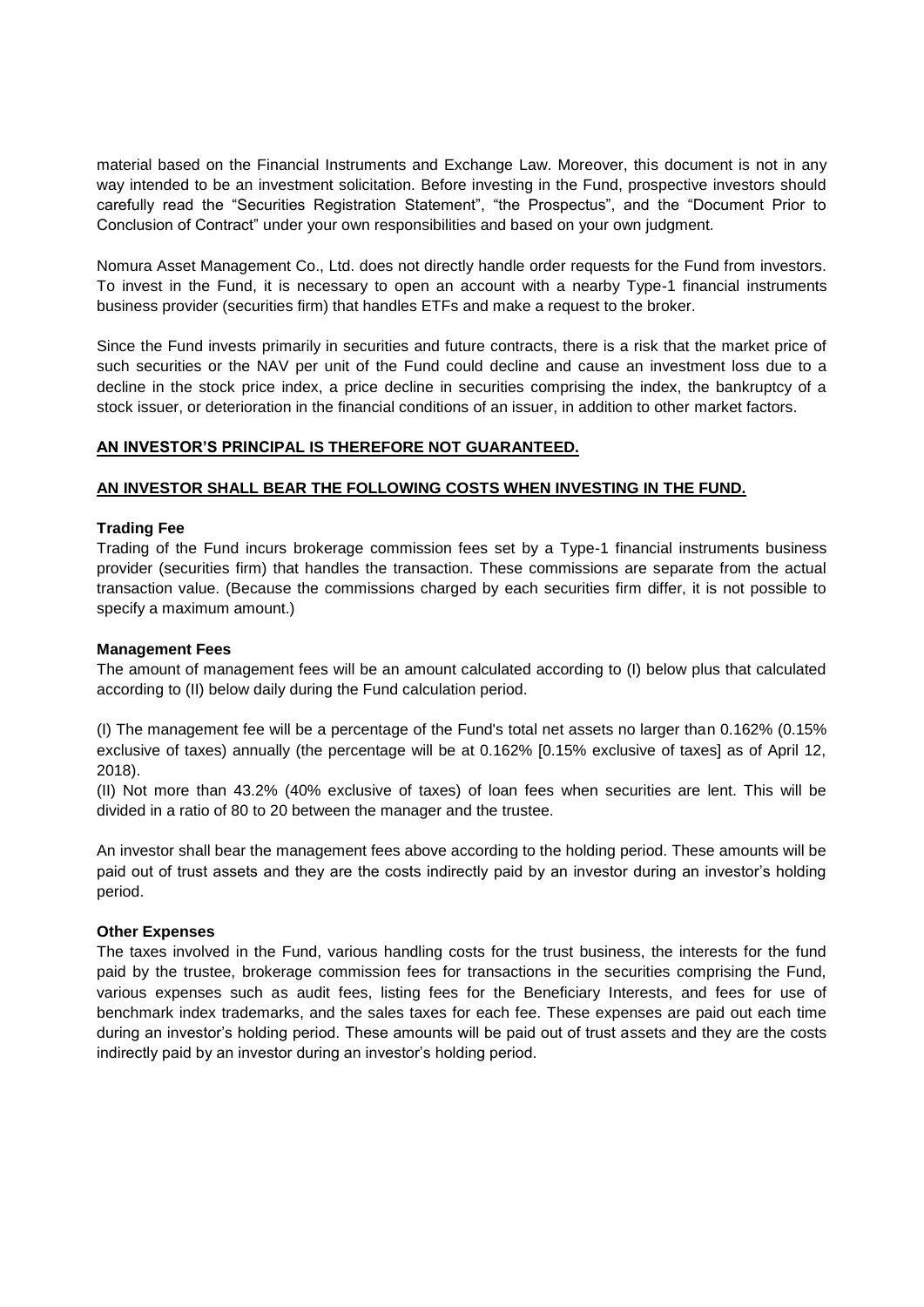material based on the Financial Instruments and Exchange Law. Moreover, this document is not in any way intended to be an investment solicitation. Before investing in the Fund, prospective investors should carefully read the "Securities Registration Statement", "the Prospectus", and the "Document Prior to Conclusion of Contract" under your own responsibilities and based on your own judgment.

Nomura Asset Management Co., Ltd. does not directly handle order requests for the Fund from investors. To invest in the Fund, it is necessary to open an account with a nearby Type-1 financial instruments business provider (securities firm) that handles ETFs and make a request to the broker.

Since the Fund invests primarily in securities and future contracts, there is a risk that the market price of such securities or the NAV per unit of the Fund could decline and cause an investment loss due to a decline in the stock price index, a price decline in securities comprising the index, the bankruptcy of a stock issuer, or deterioration in the financial conditions of an issuer, in addition to other market factors.

**AN INVESTOR'S PRINCIPAL IS THEREFORE NOT GUARANTEED.**

**AN INVESTOR SHALL BEAR THE FOLLOWING COSTS WHEN INVESTING IN THE FUND.**

**Trading Fee**

Trading of the Fund incurs brokerage commission fees set by a Type-1 financial instruments business provider (securities firm) that handles the transaction. These commissions are separate from the actual transaction value. (Because the commissions charged by each securities firm differ, it is not possible to specify a maximum amount.)

**Management Fees**

The amount of management fees will be an amount calculated according to (I) below plus that calculated according to (II) below daily during the Fund calculation period.

(I) The management fee will be a percentage of the Fund's total net assets no larger than 0.162% (0.15% exclusive of taxes) annually (the percentage will be at 0.162% [0.15% exclusive of taxes] as of April 12, 2018).

(II) Not more than 43.2% (40% exclusive of taxes) of loan fees when securities are lent. This will be divided in a ratio of 80 to 20 between the manager and the trustee.

An investor shall bear the management fees above according to the holding period. These amounts will be paid out of trust assets and they are the costs indirectly paid by an investor during an investor's holding period.

**Other Expenses**

The taxes involved in the Fund, various handling costs for the trust business, the interests for the fund paid by the trustee, brokerage commission fees for transactions in the securities comprising the Fund, various expenses such as audit fees, listing fees for the Beneficiary Interests, and fees for use of benchmark index trademarks, and the sales taxes for each fee. These expenses are paid out each time during an investor's holding period. These amounts will be paid out of trust assets and they are the costs indirectly paid by an investor during an investor's holding period.